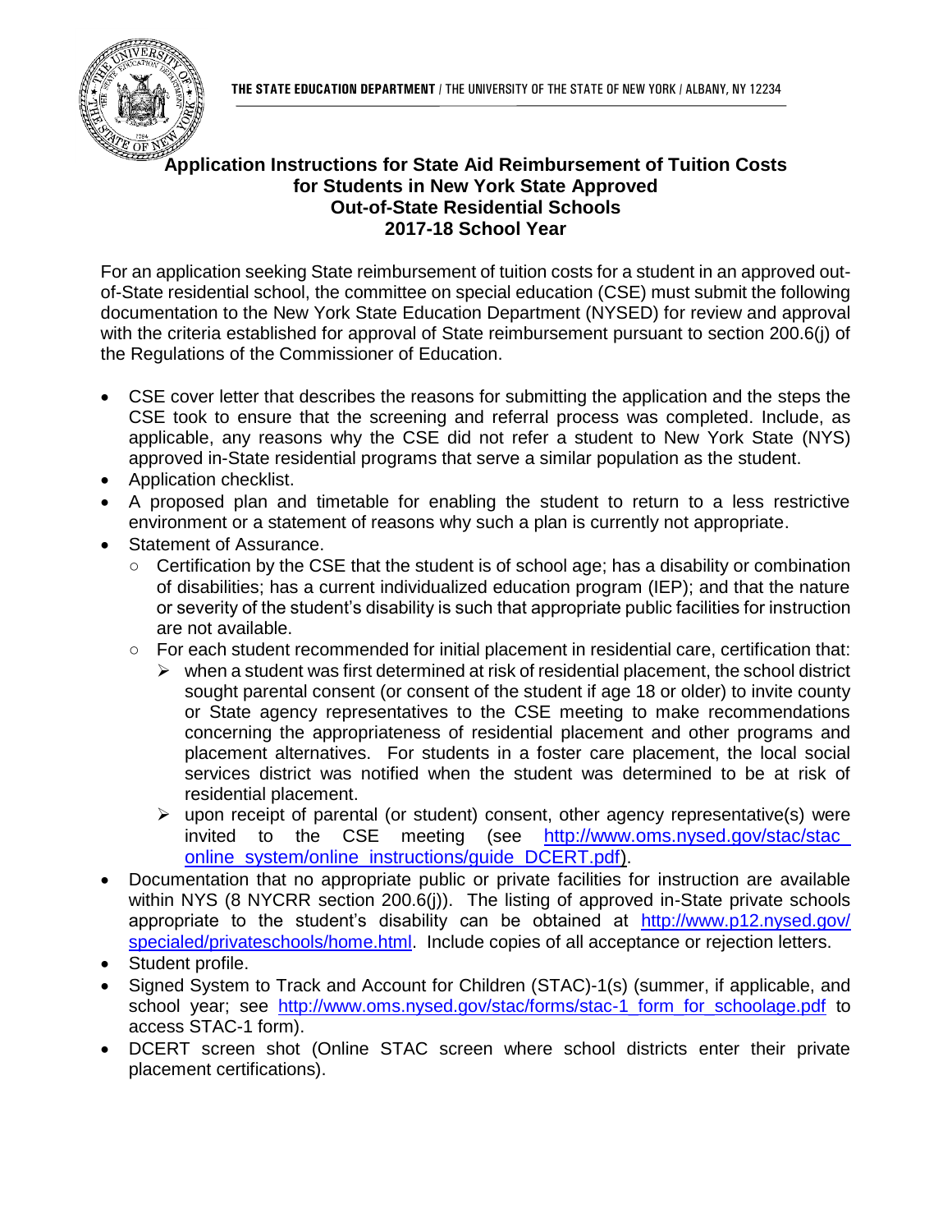THE STATE EDUCATION DEPARTMENT / THE UNIVERSITY OF THE STATE OF NEW YORK / ALBANY, NY 12234

# Application Instructions for State Aid Reimbursement of Tuition Costs for Students in New York State Approved Out-of-State Residential Schools 2017-18 School Year

For an application seeking State reimbursement of tuition costs for a student in an approved out-of-State residential school, the committee on special education (CSE) must submit the following documentation to the New York State Education Department (NYSED) for review and approval with the criteria established for approval of State reimbursement pursuant to section 200.6(j) of the Regulations of the Commissioner of Education.

- CSE cover letter that describes the reasons for submitting the application and the steps the CSE took to ensure that the screening and referral process was completed. Include, as applicable, any reasons why the CSE did not refer a student to New York State (NYS) approved in-State residential programs that serve a similar population as the student.
- Application checklist.
- A proposed plan and timetable for enabling the student to return to a less restrictive environment or a statement of reasons why such a plan is currently not appropriate.
- Statement of Assurance.
  - Certification by the CSE that the student is of school age; has a disability or combination of disabilities; has a current individualized education program (IEP); and that the nature or severity of the student's disability is such that appropriate public facilities for instruction are not available.
  - For each student recommended for initial placement in residential care, certification that:
    - when a student was first determined at risk of residential placement, the school district sought parental consent (or consent of the student if age 18 or older) to invite county or State agency representatives to the CSE meeting to make recommendations concerning the appropriateness of residential placement and other programs and placement alternatives. For students in a foster care placement, the local social services district was notified when the student was determined to be at risk of residential placement.
    - upon receipt of parental (or student) consent, other agency representative(s) were invited to the CSE meeting (see http://www.oms.nysed.gov/stac/stac_online_system/online_instructions/guide_DCERT.pdf).
- Documentation that no appropriate public or private facilities for instruction are available within NYS (8 NYCRR section 200.6(j)). The listing of approved in-State private schools appropriate to the student's disability can be obtained at http://www.p12.nysed.gov/specialed/privateschools/home.html. Include copies of all acceptance or rejection letters.
- Student profile.
- Signed System to Track and Account for Children (STAC)-1(s) (summer, if applicable, and school year; see http://www.oms.nysed.gov/stac/forms/stac-1_form_for_schoolage.pdf to access STAC-1 form).
- DCERT screen shot (Online STAC screen where school districts enter their private placement certifications).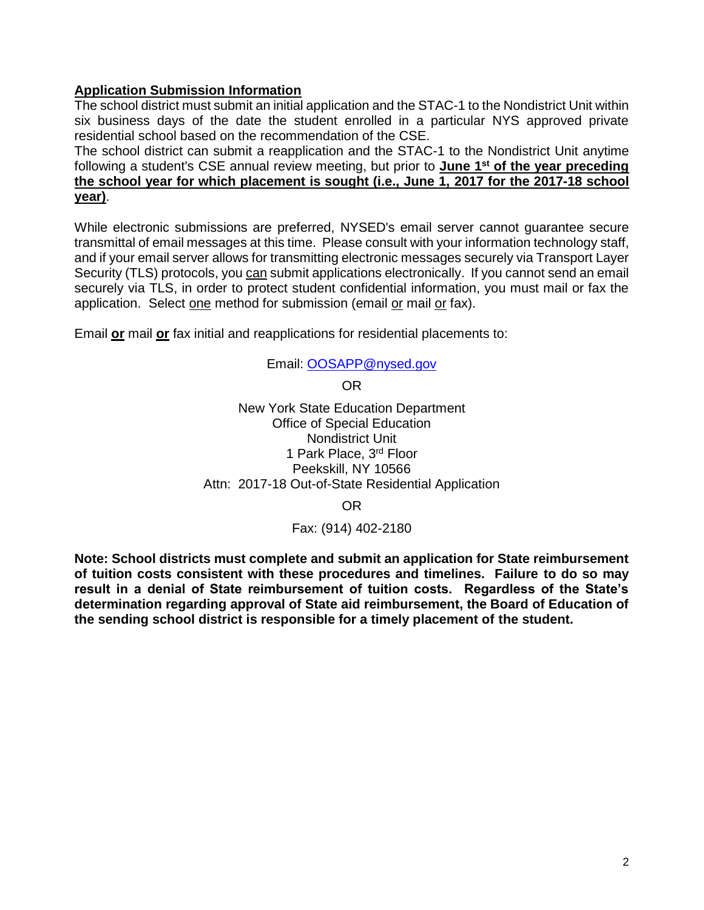## Application Submission Information

The school district must submit an initial application and the STAC-1 to the Nondistrict Unit within six business days of the date the student enrolled in a particular NYS approved private residential school based on the recommendation of the CSE.

The school district can submit a reapplication and the STAC-1 to the Nondistrict Unit anytime following a student's CSE annual review meeting, but prior to **June 1st of the year preceding the school year for which placement is sought (i.e., June 1, 2017 for the 2017-18 school year)**.

While electronic submissions are preferred, NYSED's email server cannot guarantee secure transmittal of email messages at this time. Please consult with your information technology staff, and if your email server allows for transmitting electronic messages securely via Transport Layer Security (TLS) protocols, you can submit applications electronically. If you cannot send an email securely via TLS, in order to protect student confidential information, you must mail or fax the application. Select one method for submission (email or mail or fax).

Email **or** mail **or** fax initial and reapplications for residential placements to:

Email: OOSAPP@nysed.gov

OR

New York State Education Department
Office of Special Education
Nondistrict Unit
1 Park Place, 3rd Floor
Peekskill, NY 10566
Attn: 2017-18 Out-of-State Residential Application

OR

Fax: (914) 402-2180

**Note: School districts must complete and submit an application for State reimbursement of tuition costs consistent with these procedures and timelines. Failure to do so may result in a denial of State reimbursement of tuition costs. Regardless of the State's determination regarding approval of State aid reimbursement, the Board of Education of the sending school district is responsible for a timely placement of the student.**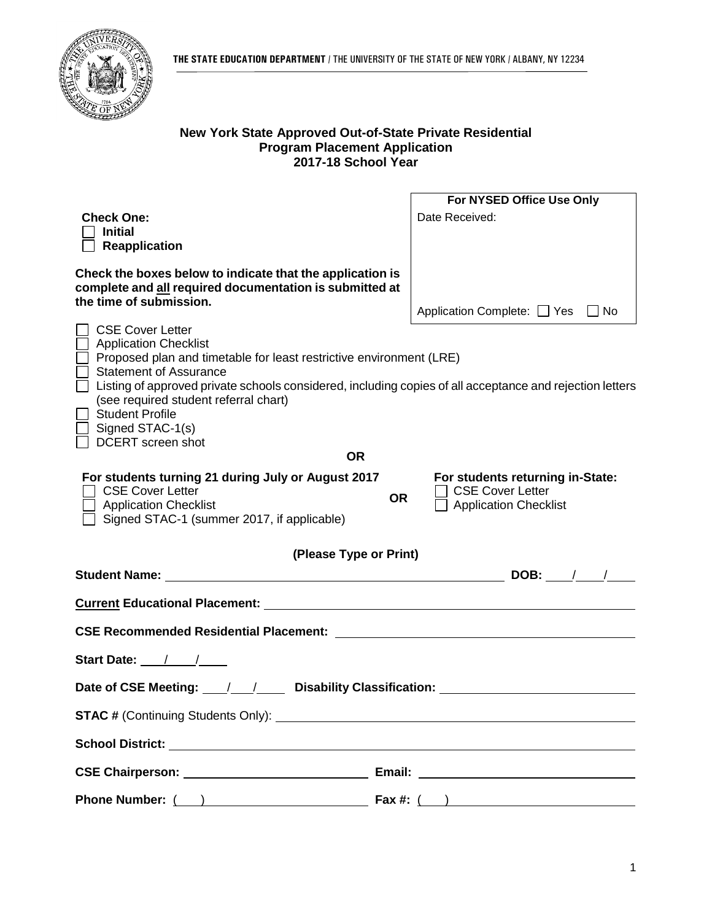THE STATE EDUCATION DEPARTMENT / THE UNIVERSITY OF THE STATE OF NEW YORK / ALBANY, NY 12234

**New York State Approved Out-of-State Private Residential Program Placement Application 2017-18 School Year**

| For NYSED Office Use Only |
| --- |
| Date Received: |
| Application Complete: ☐ Yes ☐ No |

**Check One:**

☐ **Initial**
☐ **Reapplication**

**Check the boxes below to indicate that the application is complete and all required documentation is submitted at the time of submission.**

☐ CSE Cover Letter
☐ Application Checklist
☐ Proposed plan and timetable for least restrictive environment (LRE)
☐ Statement of Assurance
☐ Listing of approved private schools considered, including copies of all acceptance and rejection letters (see required student referral chart)
☐ Student Profile
☐ Signed STAC-1(s)
☐ DCERT screen shot

**OR**

**For students turning 21 during July or August 2017**

☐ CSE Cover Letter
☐ Application Checklist
☐ Signed STAC-1 (summer 2017, if applicable)

**OR**

**For students returning in-State:**

☐ CSE Cover Letter
☐ Application Checklist

**(Please Type or Print)**

**Student Name:** ____________________ **DOB:** ___/___/___

**Current Educational Placement:** ____________________

**CSE Recommended Residential Placement:** ____________________

**Start Date:** ___/___/___

**Date of CSE Meeting:** ___/___/___ **Disability Classification:** ____________________

**STAC #** (Continuing Students Only): ____________________

**School District:** ____________________

**CSE Chairperson:** ____________________ **Email:** ____________________

**Phone Number:** ( ) ____________________ **Fax #:** ( ) ____________________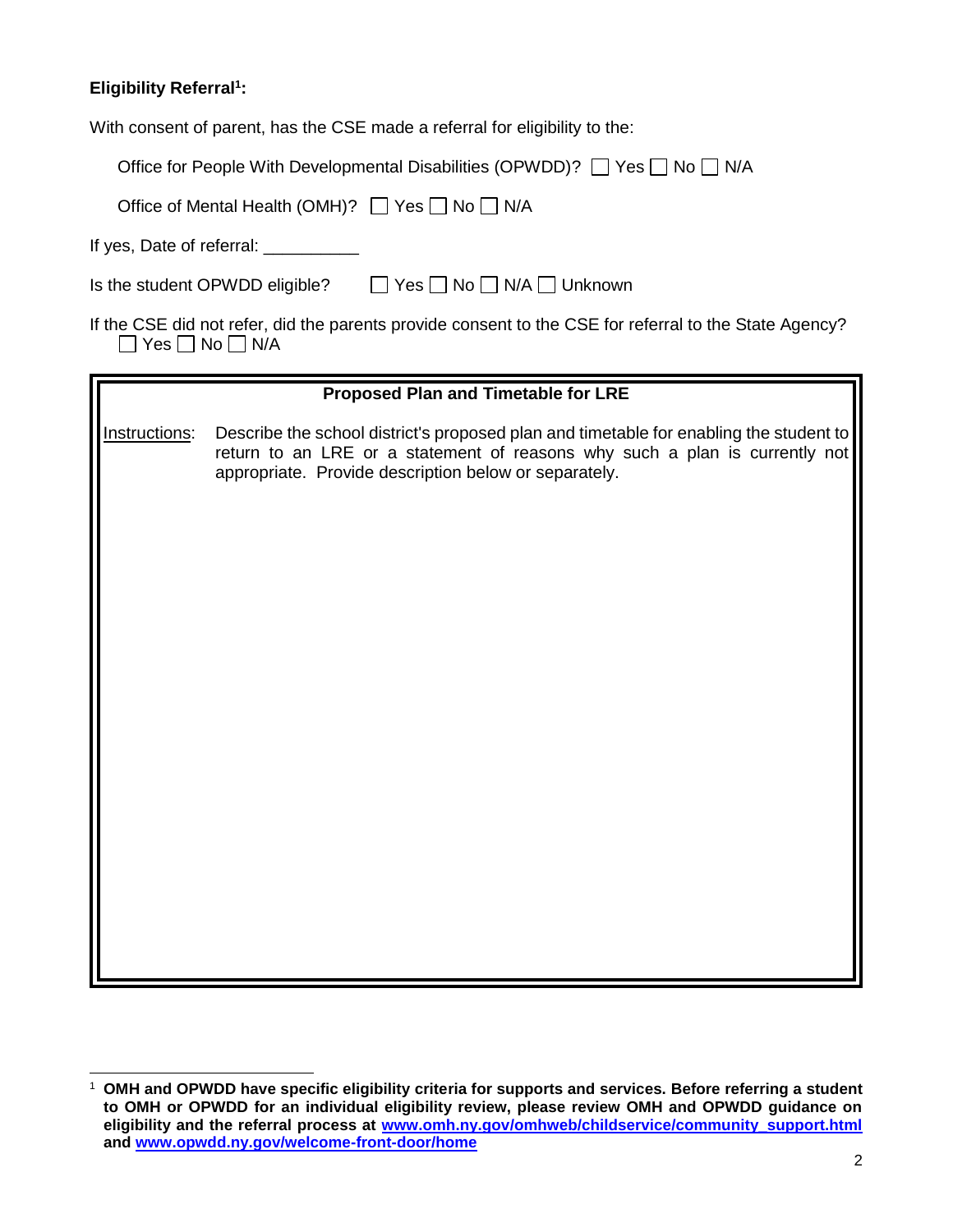**Eligibility Referral[1]:**

With consent of parent, has the CSE made a referral for eligibility to the:

Office for People With Developmental Disabilities (OPWDD)? ☐ Yes ☐ No ☐ N/A

Office of Mental Health (OMH)? ☐ Yes ☐ No ☐ N/A

If yes, Date of referral: __________

Is the student OPWDD eligible? ☐ Yes ☐ No ☐ N/A ☐ Unknown

If the CSE did not refer, did the parents provide consent to the CSE for referral to the State Agency?
☐ Yes ☐ No ☐ N/A

| **Proposed Plan and Timetable for LRE** |
| --- |
| Instructions: Describe the school district's proposed plan and timetable for enabling the student to return to an LRE or a statement of reasons why such a plan is currently not appropriate. Provide description below or separately. |
| |

[1] **OMH and OPWDD have specific eligibility criteria for supports and services. Before referring a student to OMH or OPWDD for an individual eligibility review, please review OMH and OPWDD guidance on eligibility and the referral process at [www.omh.ny.gov/omhweb/childservice/community_support.html](www.omh.ny.gov/omhweb/childservice/community_support.html) and [www.opwdd.ny.gov/welcome-front-door/home](www.opwdd.ny.gov/welcome-front-door/home)**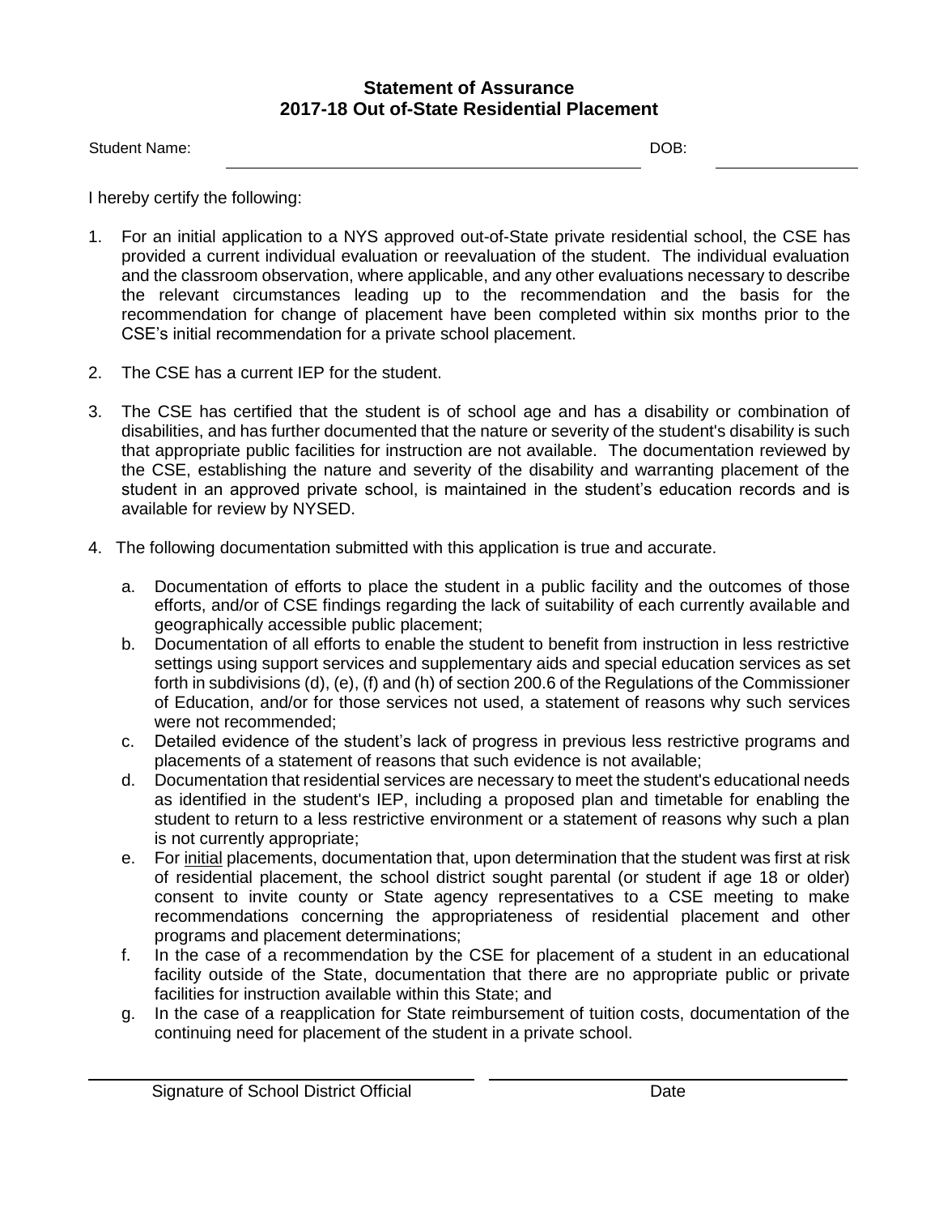# Statement of Assurance
## 2017-18 Out of-State Residential Placement

Student Name: \_\_\_\_\_\_\_\_\_\_\_\_\_\_\_\_\_\_\_\_\_\_\_\_\_\_\_\_\_\_\_\_\_\_\_\_\_\_\_\_ DOB: \_\_\_\_\_\_\_\_\_\_\_\_\_\_

I hereby certify the following:

1. For an initial application to a NYS approved out-of-State private residential school, the CSE has provided a current individual evaluation or reevaluation of the student. The individual evaluation and the classroom observation, where applicable, and any other evaluations necessary to describe the relevant circumstances leading up to the recommendation and the basis for the recommendation for change of placement have been completed within six months prior to the CSE's initial recommendation for a private school placement.

2. The CSE has a current IEP for the student.

3. The CSE has certified that the student is of school age and has a disability or combination of disabilities, and has further documented that the nature or severity of the student's disability is such that appropriate public facilities for instruction are not available. The documentation reviewed by the CSE, establishing the nature and severity of the disability and warranting placement of the student in an approved private school, is maintained in the student's education records and is available for review by NYSED.

4. The following documentation submitted with this application is true and accurate.

   a. Documentation of efforts to place the student in a public facility and the outcomes of those efforts, and/or of CSE findings regarding the lack of suitability of each currently available and geographically accessible public placement;
   b. Documentation of all efforts to enable the student to benefit from instruction in less restrictive settings using support services and supplementary aids and special education services as set forth in subdivisions (d), (e), (f) and (h) of section 200.6 of the Regulations of the Commissioner of Education, and/or for those services not used, a statement of reasons why such services were not recommended;
   c. Detailed evidence of the student's lack of progress in previous less restrictive programs and placements of a statement of reasons that such evidence is not available;
   d. Documentation that residential services are necessary to meet the student's educational needs as identified in the student's IEP, including a proposed plan and timetable for enabling the student to return to a less restrictive environment or a statement of reasons why such a plan is not currently appropriate;
   e. For <u>initial</u> placements, documentation that, upon determination that the student was first at risk of residential placement, the school district sought parental (or student if age 18 or older) consent to invite county or State agency representatives to a CSE meeting to make recommendations concerning the appropriateness of residential placement and other programs and placement determinations;
   f. In the case of a recommendation by the CSE for placement of a student in an educational facility outside of the State, documentation that there are no appropriate public or private facilities for instruction available within this State; and
   g. In the case of a reapplication for State reimbursement of tuition costs, documentation of the continuing need for placement of the student in a private school.

\_\_\_\_\_\_\_\_\_\_\_\_\_\_\_\_\_\_\_\_\_\_\_\_\_\_\_\_\_\_\_\_ \_\_\_\_\_\_\_\_\_\_\_\_\_\_\_\_\_\_\_\_\_\_\_\_\_\_\_\_\_\_\_\_

Signature of School District Official Date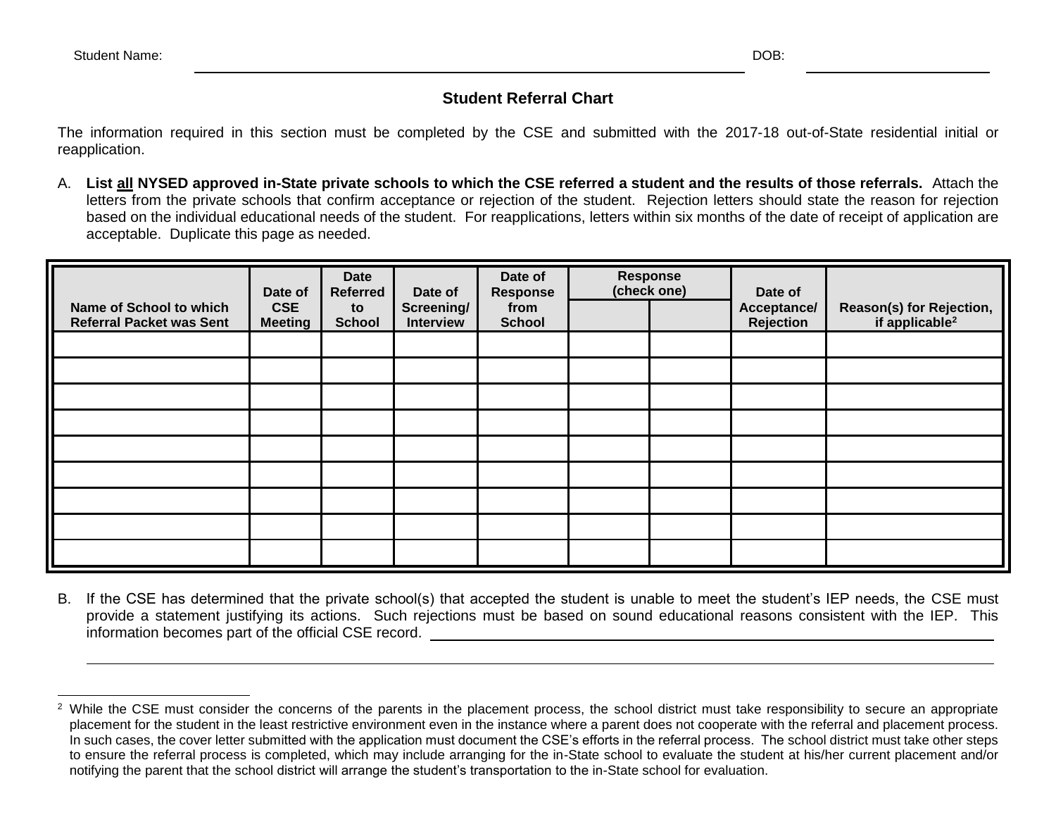Student Name: ______________________________ DOB: ______________

## Student Referral Chart

The information required in this section must be completed by the CSE and submitted with the 2017-18 out-of-State residential initial or reapplication.

A. **List all NYSED approved in-State private schools to which the CSE referred a student and the results of those referrals.** Attach the letters from the private schools that confirm acceptance or rejection of the student. Rejection letters should state the reason for rejection based on the individual educational needs of the student. For reapplications, letters within six months of the date of receipt of application are acceptable. Duplicate this page as needed.

| Name of School to which Referral Packet was Sent | Date of CSE Meeting | Date Referred to School | Date of Screening/ Interview | Date of Response from School | Response (check one) | | Date of Acceptance/ Rejection | Reason(s) for Rejection, if applicable[2] |
|---|---|---|---|---|---|---|---|---|
| | | | | | | | | |
| | | | | | | | | |
| | | | | | | | | |
| | | | | | | | | |
| | | | | | | | | |
| | | | | | | | | |
| | | | | | | | | |
| | | | | | | | | |
| | | | | | | | | |

B. If the CSE has determined that the private school(s) that accepted the student is unable to meet the student's IEP needs, the CSE must provide a statement justifying its actions. Such rejections must be based on sound educational reasons consistent with the IEP. This information becomes part of the official CSE record. ______________________________

______________________________

[2] While the CSE must consider the concerns of the parents in the placement process, the school district must take responsibility to secure an appropriate placement for the student in the least restrictive environment even in the instance where a parent does not cooperate with the referral and placement process. In such cases, the cover letter submitted with the application must document the CSE's efforts in the referral process. The school district must take other steps to ensure the referral process is completed, which may include arranging for the in-State school to evaluate the student at his/her current placement and/or notifying the parent that the school district will arrange the student's transportation to the in-State school for evaluation.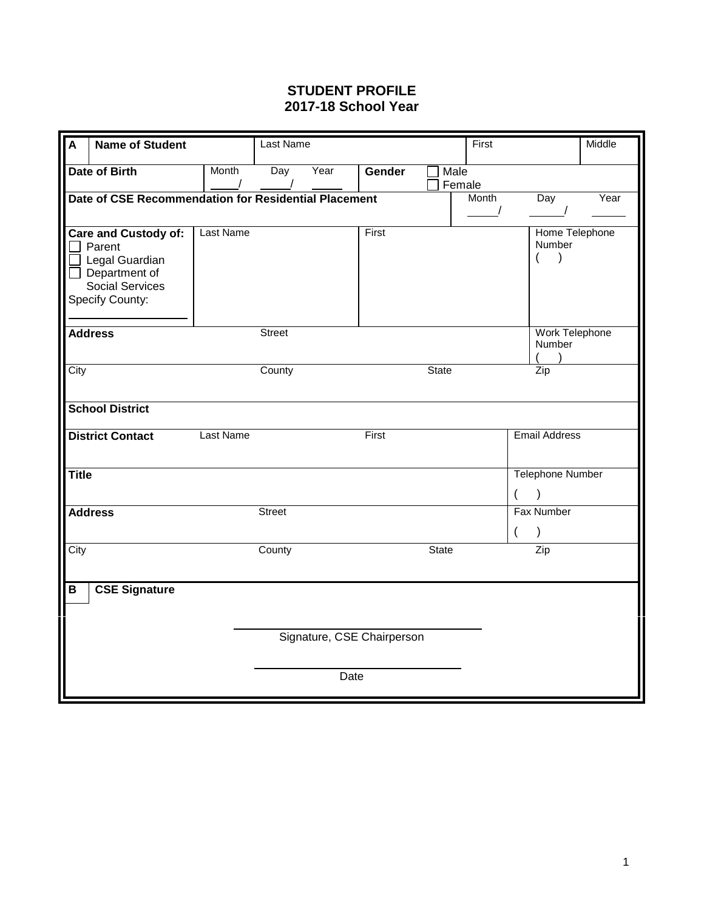# STUDENT PROFILE
## 2017-18 School Year

| **A** | **Name of Student** | Last Name | | First | | Middle |
|---|---|---|---|---|---|---|
| **Date of Birth** | Month ____/ | Day ____/ | Year ____ | **Gender** | ☐ Male ☐ Female | |
| **Date of CSE Recommendation for Residential Placement** | | | | Month ____/ | Day ____/ | Year ____ |
| **Care and Custody of:** ☐ Parent ☐ Legal Guardian ☐ Department of Social Services Specify County: ____________ | Last Name | | First | | Home Telephone Number ( ) | |
| **Address** | Street | | | | Work Telephone Number ( ) | |
| City | County | | State | | Zip | |
| **School District** | | | | | | |
| **District Contact** | Last Name | | First | | Email Address | |
| **Title** | | | | | Telephone Number ( ) | |
| **Address** | Street | | | | Fax Number ( ) | |
| City | County | | State | | Zip | |

| **B** | **CSE Signature** |
|---|---|

_______________________________
Signature, CSE Chairperson

_______________________________
Date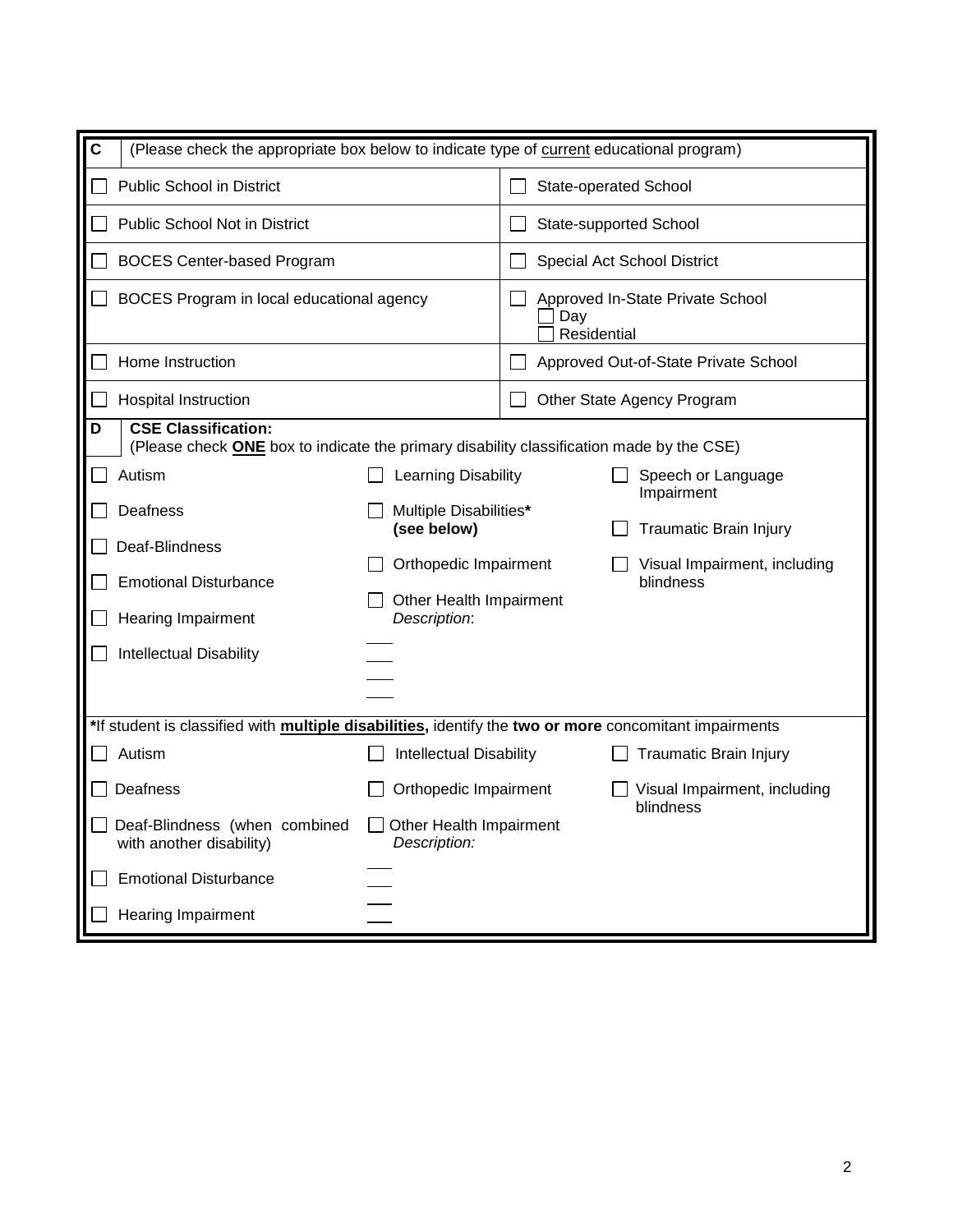| C | (Please check the appropriate box below to indicate type of current educational program) |
|---|---|
| ☐ Public School in District | ☐ State-operated School |
| ☐ Public School Not in District | ☐ State-supported School |
| ☐ BOCES Center-based Program | ☐ Special Act School District |
| ☐ BOCES Program in local educational agency | ☐ Approved In-State Private School<br>☐ Day<br>☐ Residential |
| ☐ Home Instruction | ☐ Approved Out-of-State Private School |
| ☐ Hospital Instruction | ☐ Other State Agency Program |

**D** **CSE Classification:**
(Please check **ONE** box to indicate the primary disability classification made by the CSE)

| | | |
|---|---|---|
| ☐ Autism | ☐ Learning Disability | ☐ Speech or Language Impairment |
| ☐ Deafness | ☐ Multiple Disabilities* **(see below)** | ☐ Traumatic Brain Injury |
| ☐ Deaf-Blindness | ☐ Orthopedic Impairment | ☐ Visual Impairment, including blindness |
| ☐ Emotional Disturbance | ☐ Other Health Impairment *Description*: | |
| ☐ Hearing Impairment | ___ | |
| ☐ Intellectual Disability | ___ | |
| | ___ | |
| | ___ | |

*If student is classified with **multiple disabilities,** identify the **two or more** concomitant impairments

| | | |
|---|---|---|
| ☐ Autism | ☐ Intellectual Disability | ☐ Traumatic Brain Injury |
| ☐ Deafness | ☐ Orthopedic Impairment | ☐ Visual Impairment, including blindness |
| ☐ Deaf-Blindness (when combined with another disability) | ☐ Other Health Impairment *Description:* | |
| ☐ Emotional Disturbance | ___ | |
| ☐ Hearing Impairment | ___ | |
| | ___ | |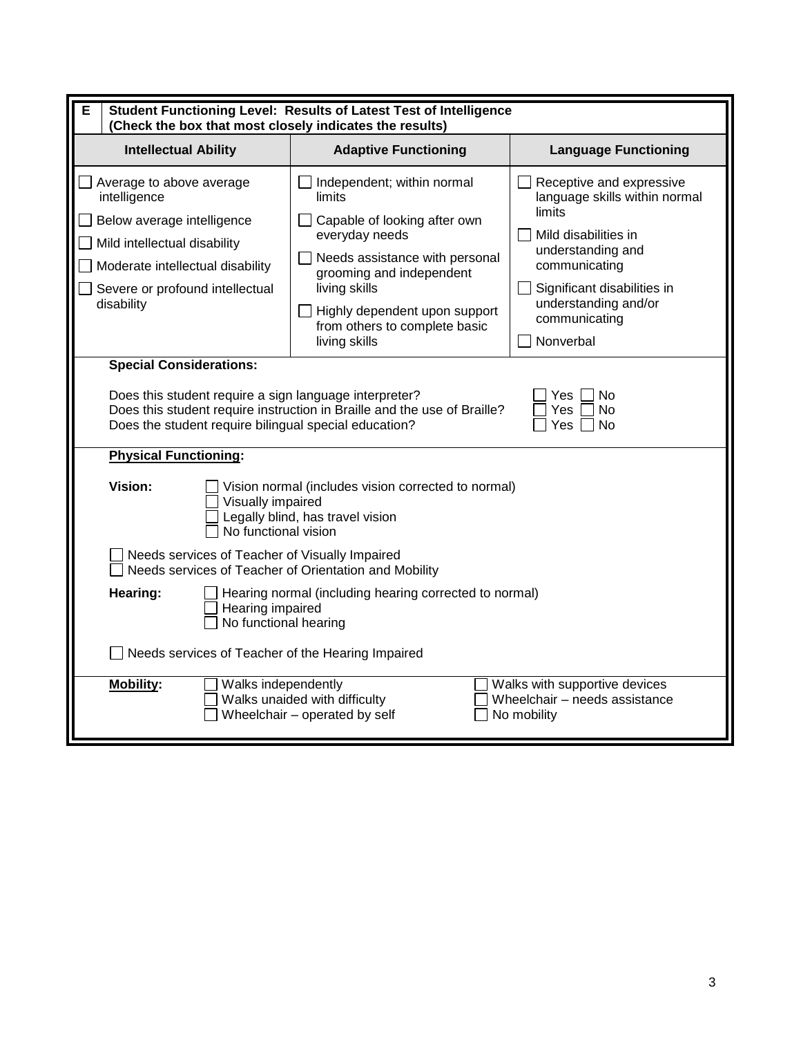## E Student Functioning Level: Results of Latest Test of Intelligence
**(Check the box that most closely indicates the results)**

| Intellectual Ability | Adaptive Functioning | Language Functioning |
|---|---|---|
| ☐ Average to above average intelligence | ☐ Independent; within normal limits | ☐ Receptive and expressive language skills within normal limits |
| ☐ Below average intelligence | ☐ Capable of looking after own everyday needs | ☐ Mild disabilities in understanding and communicating |
| ☐ Mild intellectual disability | ☐ Needs assistance with personal grooming and independent living skills | ☐ Significant disabilities in understanding and/or communicating |
| ☐ Moderate intellectual disability | ☐ Highly dependent upon support from others to complete basic living skills | ☐ Nonverbal |
| ☐ Severe or profound intellectual disability | | |

**Special Considerations:**

Does this student require a sign language interpreter? ☐ Yes ☐ No
Does this student require instruction in Braille and the use of Braille? ☐ Yes ☐ No
Does the student require bilingual special education? ☐ Yes ☐ No

**Physical Functioning:**

**Vision:**
☐ Vision normal (includes vision corrected to normal)
☐ Visually impaired
☐ Legally blind, has travel vision
☐ No functional vision

☐ Needs services of Teacher of Visually Impaired
☐ Needs services of Teacher of Orientation and Mobility

**Hearing:**
☐ Hearing normal (including hearing corrected to normal)
☐ Hearing impaired
☐ No functional hearing

☐ Needs services of Teacher of the Hearing Impaired

**Mobility:**
☐ Walks independently
☐ Walks unaided with difficulty
☐ Wheelchair – operated by self
☐ Walks with supportive devices
☐ Wheelchair – needs assistance
☐ No mobility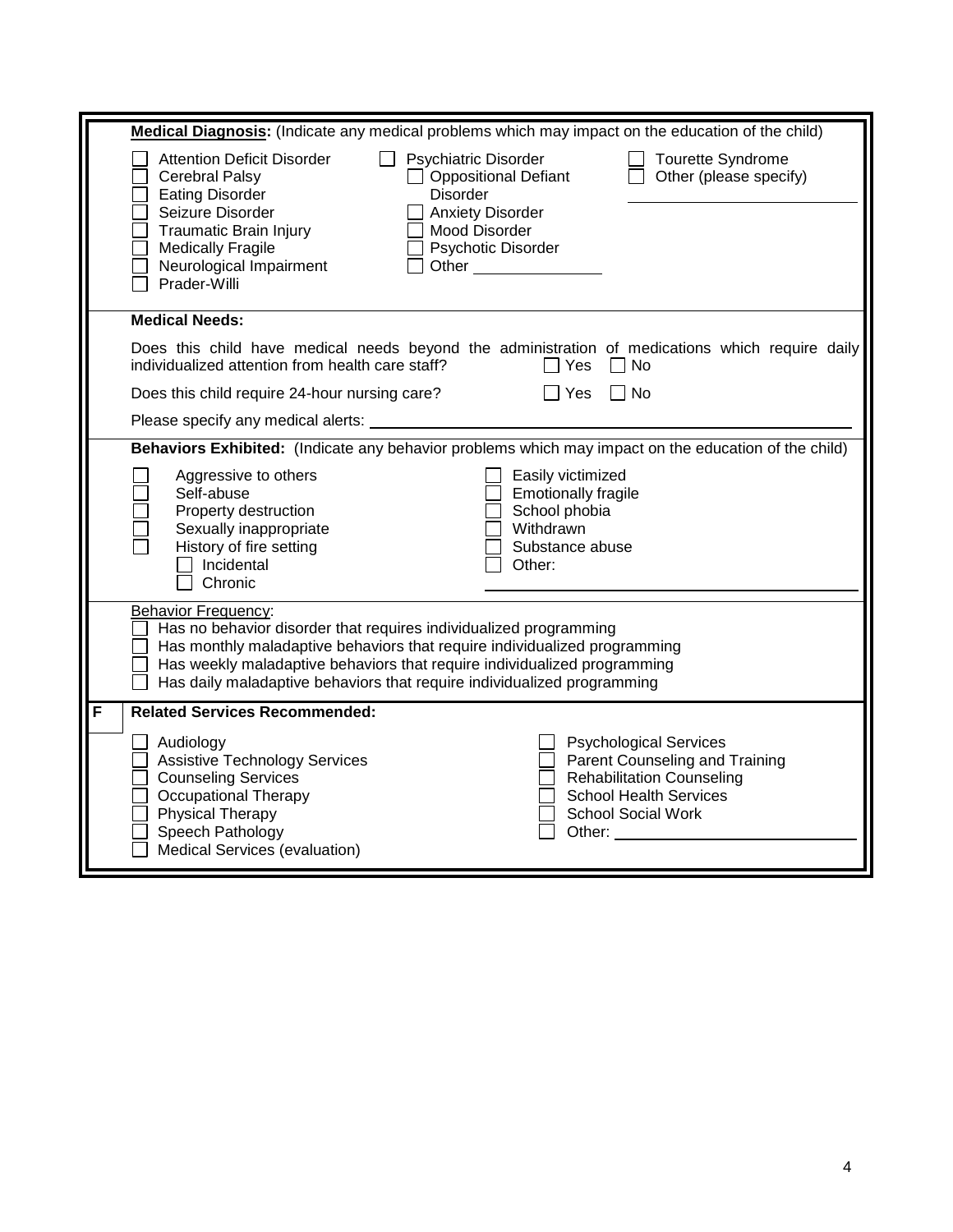**Medical Diagnosis:** (Indicate any medical problems which may impact on the education of the child)

- ☐ Attention Deficit Disorder
- ☐ Cerebral Palsy
- ☐ Eating Disorder
- ☐ Seizure Disorder
- ☐ Traumatic Brain Injury
- ☐ Medically Fragile
- ☐ Neurological Impairment
- ☐ Prader-Willi
- ☐ Psychiatric Disorder
  - ☐ Oppositional Defiant Disorder
  - ☐ Anxiety Disorder
  - ☐ Mood Disorder
  - ☐ Psychotic Disorder
  - ☐ Other ______________
- ☐ Tourette Syndrome
- ☐ Other (please specify) ______________________

**Medical Needs:**

Does this child have medical needs beyond the administration of medications which require daily individualized attention from health care staff? ☐ Yes ☐ No

Does this child require 24-hour nursing care? ☐ Yes ☐ No

Please specify any medical alerts: ________________________________________________

**Behaviors Exhibited:** (Indicate any behavior problems which may impact on the education of the child)

- ☐ Aggressive to others
- ☐ Self-abuse
- ☐ Property destruction
- ☐ Sexually inappropriate
- ☐ History of fire setting
  - ☐ Incidental
  - ☐ Chronic
- ☐ Easily victimized
- ☐ Emotionally fragile
- ☐ School phobia
- ☐ Withdrawn
- ☐ Substance abuse
- ☐ Other: ______________________

Behavior Frequency:

- ☐ Has no behavior disorder that requires individualized programming
- ☐ Has monthly maladaptive behaviors that require individualized programming
- ☐ Has weekly maladaptive behaviors that require individualized programming
- ☐ Has daily maladaptive behaviors that require individualized programming

**F** **Related Services Recommended:**

- ☐ Audiology
- ☐ Assistive Technology Services
- ☐ Counseling Services
- ☐ Occupational Therapy
- ☐ Physical Therapy
- ☐ Speech Pathology
- ☐ Medical Services (evaluation)
- ☐ Psychological Services
- ☐ Parent Counseling and Training
- ☐ Rehabilitation Counseling
- ☐ School Health Services
- ☐ School Social Work
- ☐ Other: ______________________